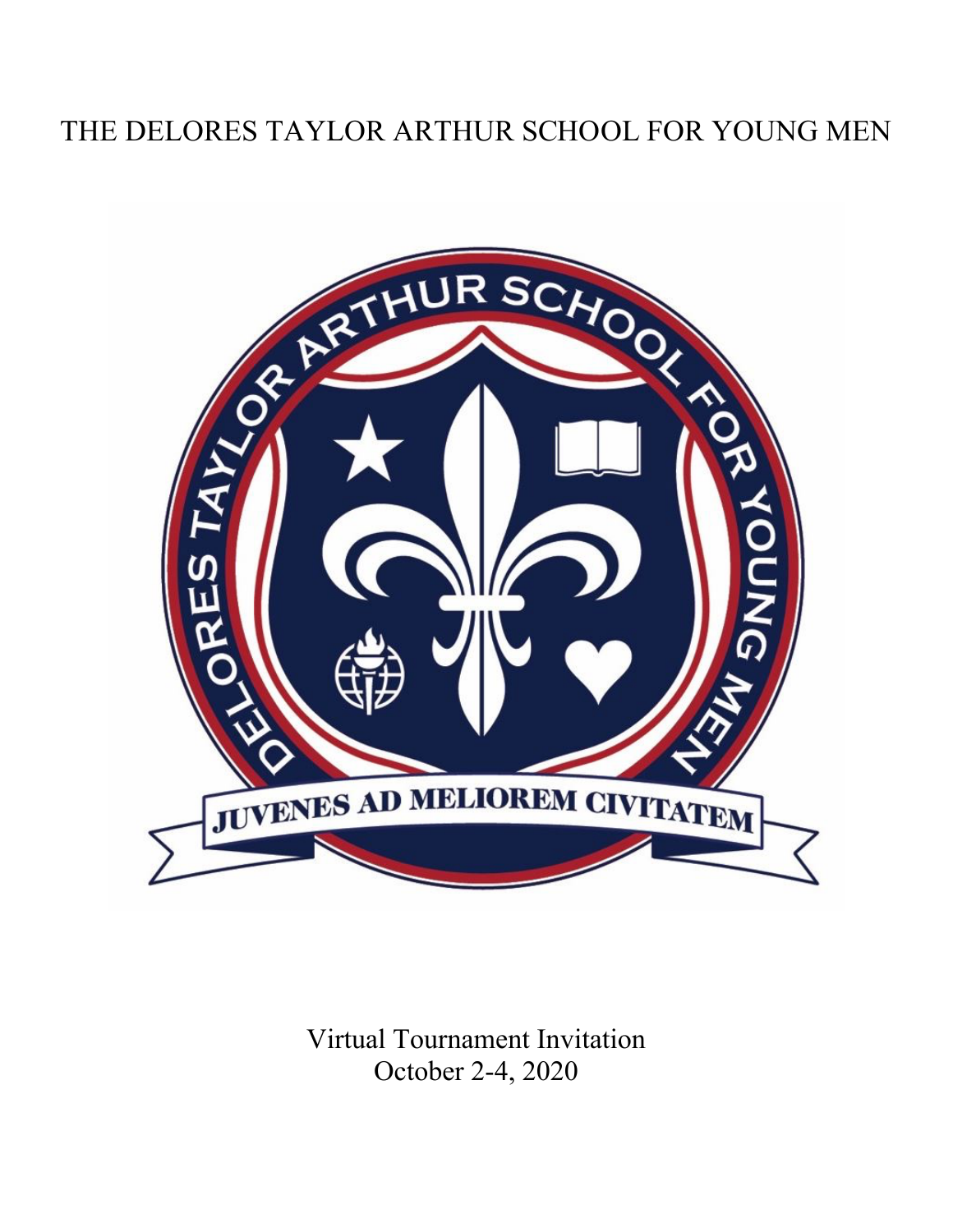# THE DELORES TAYLOR ARTHUR SCHOOL FOR YOUNG MEN

Virtual Tournament Invitation
October 2-4, 2020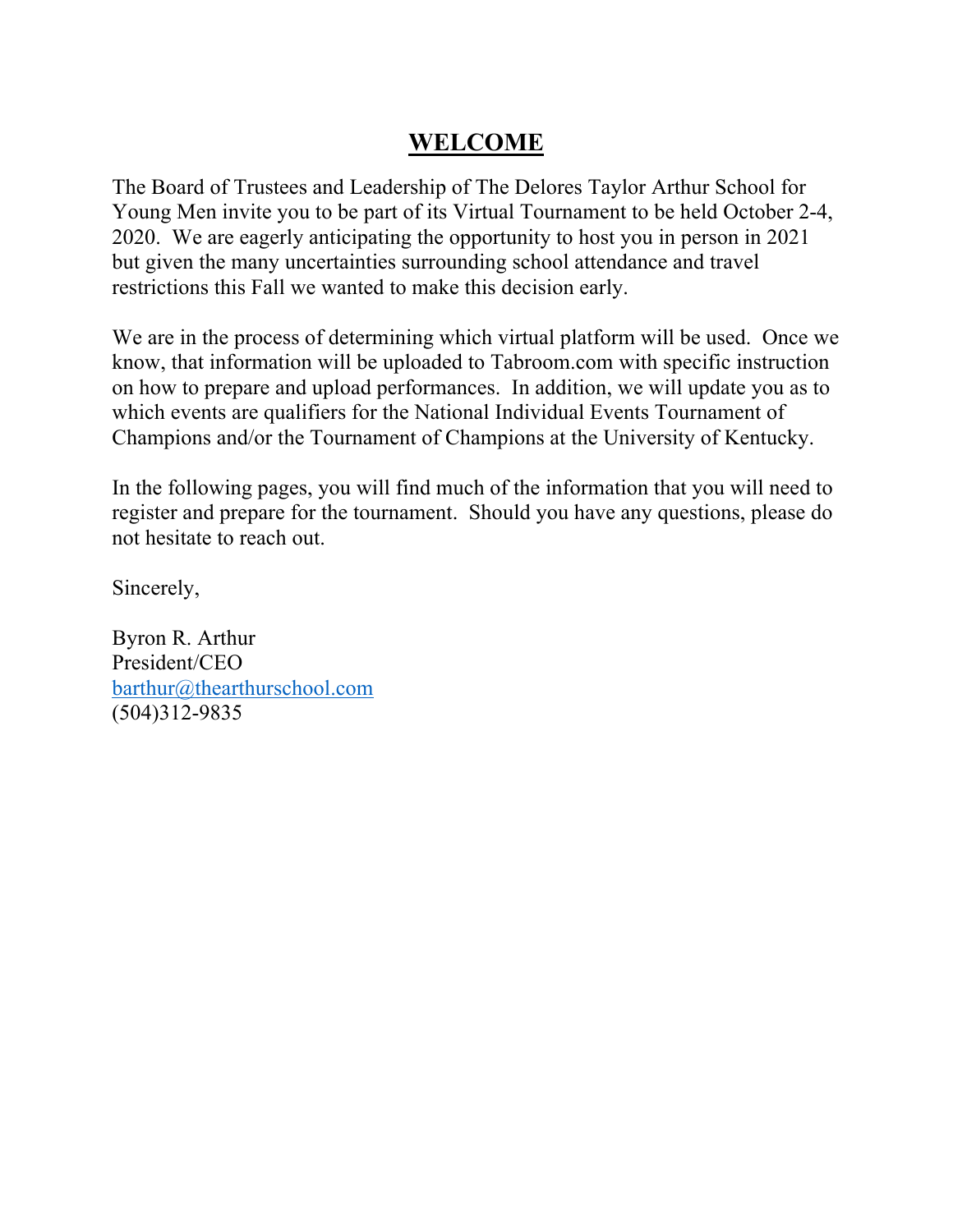# WELCOME

The Board of Trustees and Leadership of The Delores Taylor Arthur School for Young Men invite you to be part of its Virtual Tournament to be held October 2-4, 2020. We are eagerly anticipating the opportunity to host you in person in 2021 but given the many uncertainties surrounding school attendance and travel restrictions this Fall we wanted to make this decision early.

We are in the process of determining which virtual platform will be used. Once we know, that information will be uploaded to Tabroom.com with specific instruction on how to prepare and upload performances. In addition, we will update you as to which events are qualifiers for the National Individual Events Tournament of Champions and/or the Tournament of Champions at the University of Kentucky.

In the following pages, you will find much of the information that you will need to register and prepare for the tournament. Should you have any questions, please do not hesitate to reach out.

Sincerely,

Byron R. Arthur
President/CEO
barthur@thearthurschool.com
(504)312-9835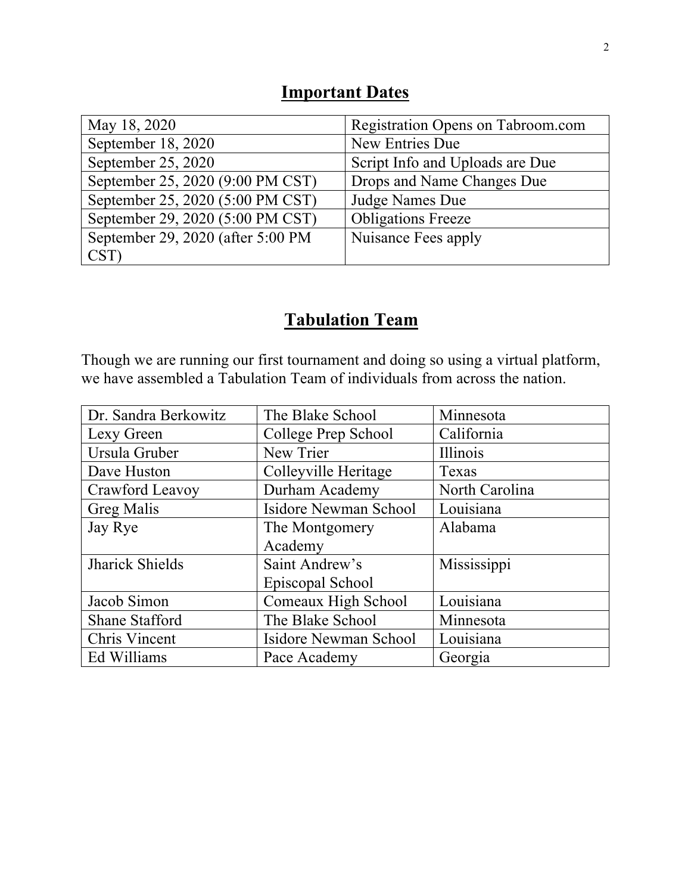## Important Dates

| | |
|---|---|
| May 18, 2020 | Registration Opens on Tabroom.com |
| September 18, 2020 | New Entries Due |
| September 25, 2020 | Script Info and Uploads are Due |
| September 25, 2020 (9:00 PM CST) | Drops and Name Changes Due |
| September 25, 2020 (5:00 PM CST) | Judge Names Due |
| September 29, 2020 (5:00 PM CST) | Obligations Freeze |
| September 29, 2020 (after 5:00 PM CST) | Nuisance Fees apply |

## Tabulation Team

Though we are running our first tournament and doing so using a virtual platform, we have assembled a Tabulation Team of individuals from across the nation.

| | | |
|---|---|---|
| Dr. Sandra Berkowitz | The Blake School | Minnesota |
| Lexy Green | College Prep School | California |
| Ursula Gruber | New Trier | Illinois |
| Dave Huston | Colleyville Heritage | Texas |
| Crawford Leavoy | Durham Academy | North Carolina |
| Greg Malis | Isidore Newman School | Louisiana |
| Jay Rye | The Montgomery Academy | Alabama |
| Jharick Shields | Saint Andrew's Episcopal School | Mississippi |
| Jacob Simon | Comeaux High School | Louisiana |
| Shane Stafford | The Blake School | Minnesota |
| Chris Vincent | Isidore Newman School | Louisiana |
| Ed Williams | Pace Academy | Georgia |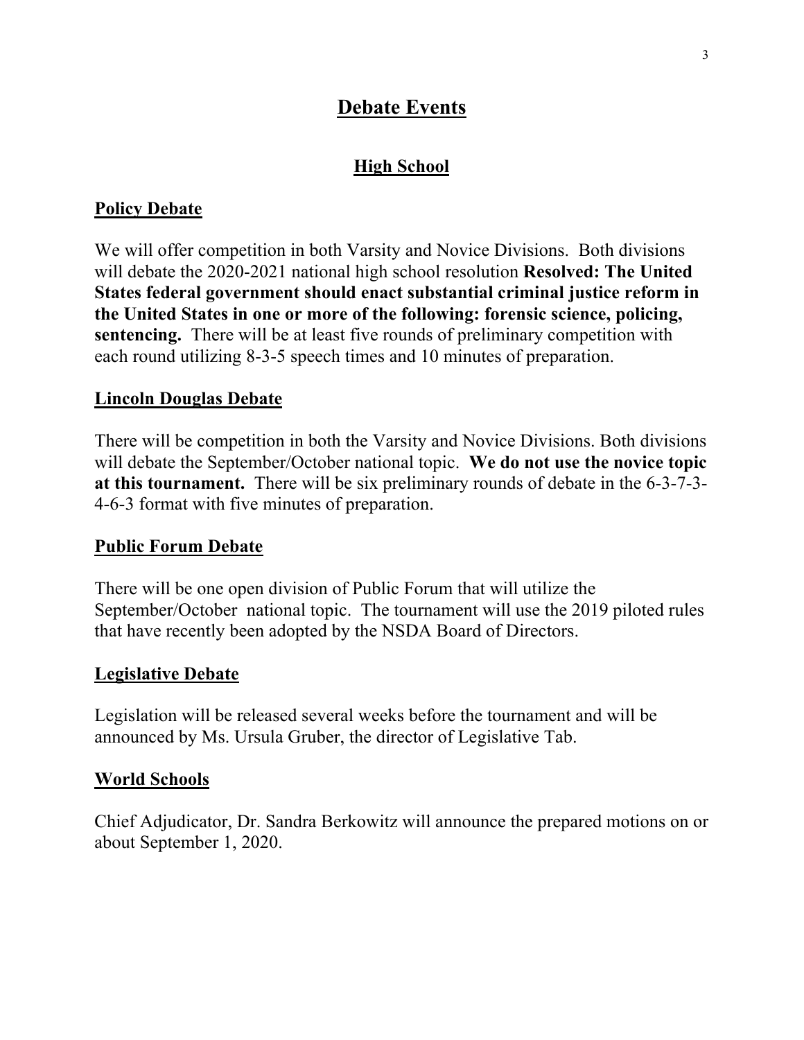# Debate Events

## High School

### Policy Debate

We will offer competition in both Varsity and Novice Divisions. Both divisions will debate the 2020-2021 national high school resolution **Resolved: The United States federal government should enact substantial criminal justice reform in the United States in one or more of the following: forensic science, policing, sentencing.** There will be at least five rounds of preliminary competition with each round utilizing 8-3-5 speech times and 10 minutes of preparation.

### Lincoln Douglas Debate

There will be competition in both the Varsity and Novice Divisions. Both divisions will debate the September/October national topic. **We do not use the novice topic at this tournament.** There will be six preliminary rounds of debate in the 6-3-7-3-4-6-3 format with five minutes of preparation.

### Public Forum Debate

There will be one open division of Public Forum that will utilize the September/October national topic. The tournament will use the 2019 piloted rules that have recently been adopted by the NSDA Board of Directors.

### Legislative Debate

Legislation will be released several weeks before the tournament and will be announced by Ms. Ursula Gruber, the director of Legislative Tab.

### World Schools

Chief Adjudicator, Dr. Sandra Berkowitz will announce the prepared motions on or about September 1, 2020.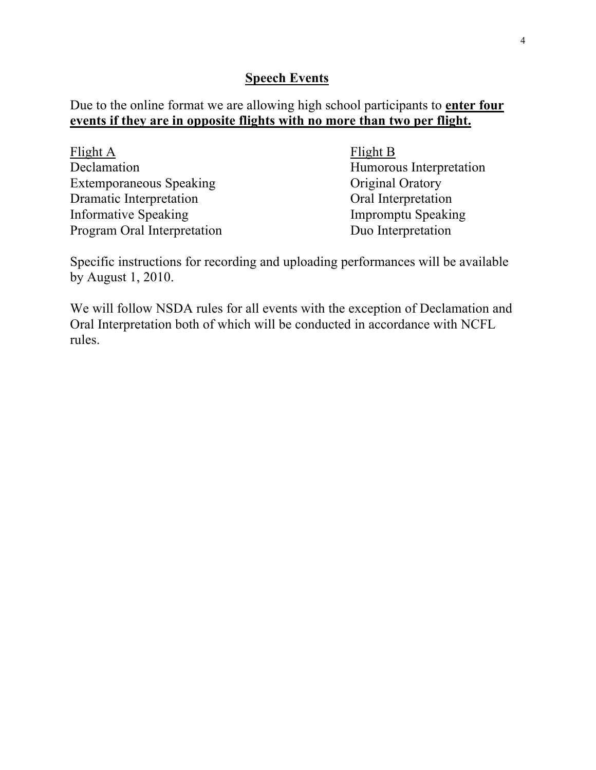## Speech Events

Due to the online format we are allowing high school participants to **enter four events if they are in opposite flights with no more than two per flight.**

| Flight A | Flight B |
| --- | --- |
| Declamation | Humorous Interpretation |
| Extemporaneous Speaking | Original Oratory |
| Dramatic Interpretation | Oral Interpretation |
| Informative Speaking | Impromptu Speaking |
| Program Oral Interpretation | Duo Interpretation |

Specific instructions for recording and uploading performances will be available by August 1, 2010.

We will follow NSDA rules for all events with the exception of Declamation and Oral Interpretation both of which will be conducted in accordance with NCFL rules.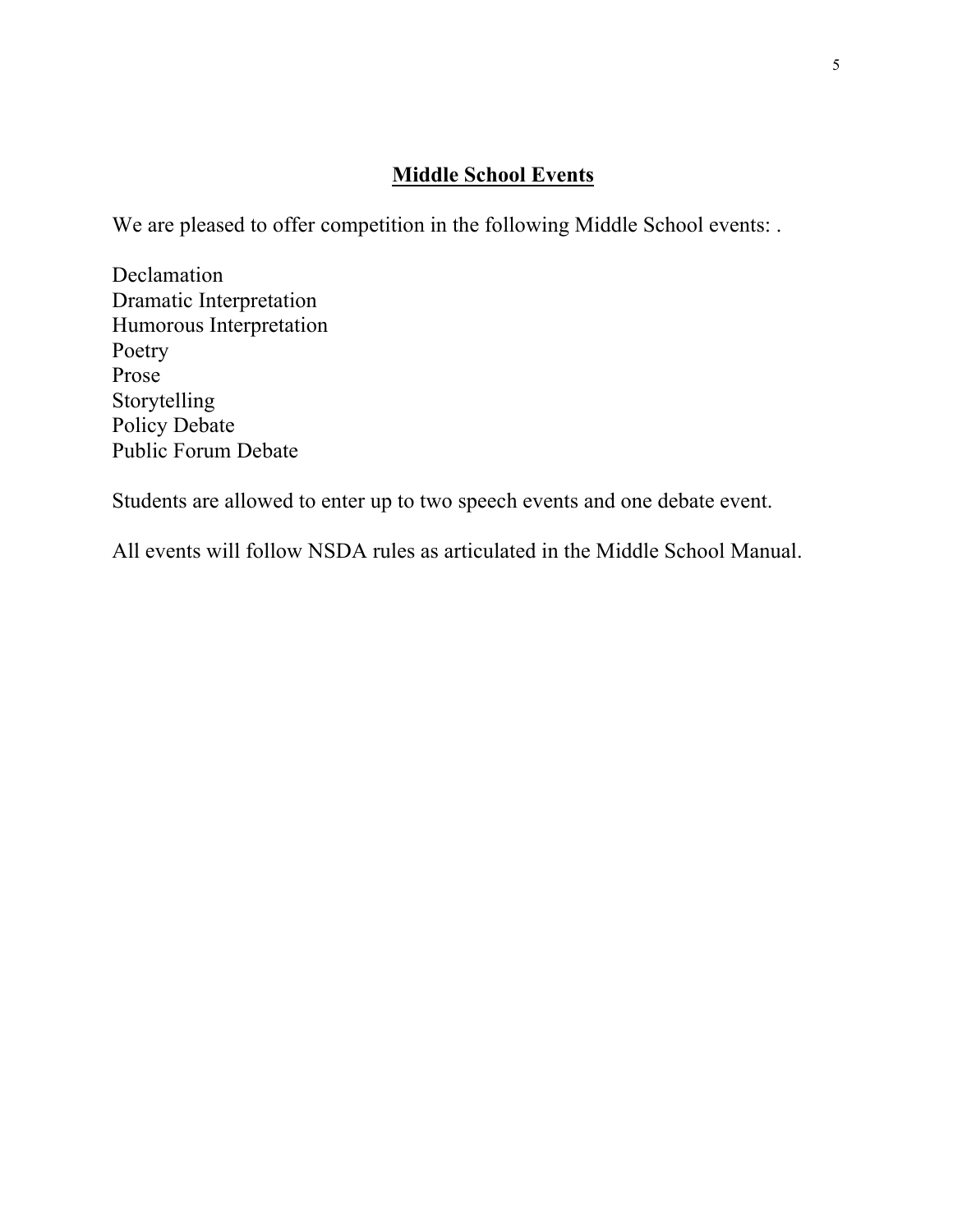## Middle School Events

We are pleased to offer competition in the following Middle School events: .

Declamation
Dramatic Interpretation
Humorous Interpretation
Poetry
Prose
Storytelling
Policy Debate
Public Forum Debate

Students are allowed to enter up to two speech events and one debate event.

All events will follow NSDA rules as articulated in the Middle School Manual.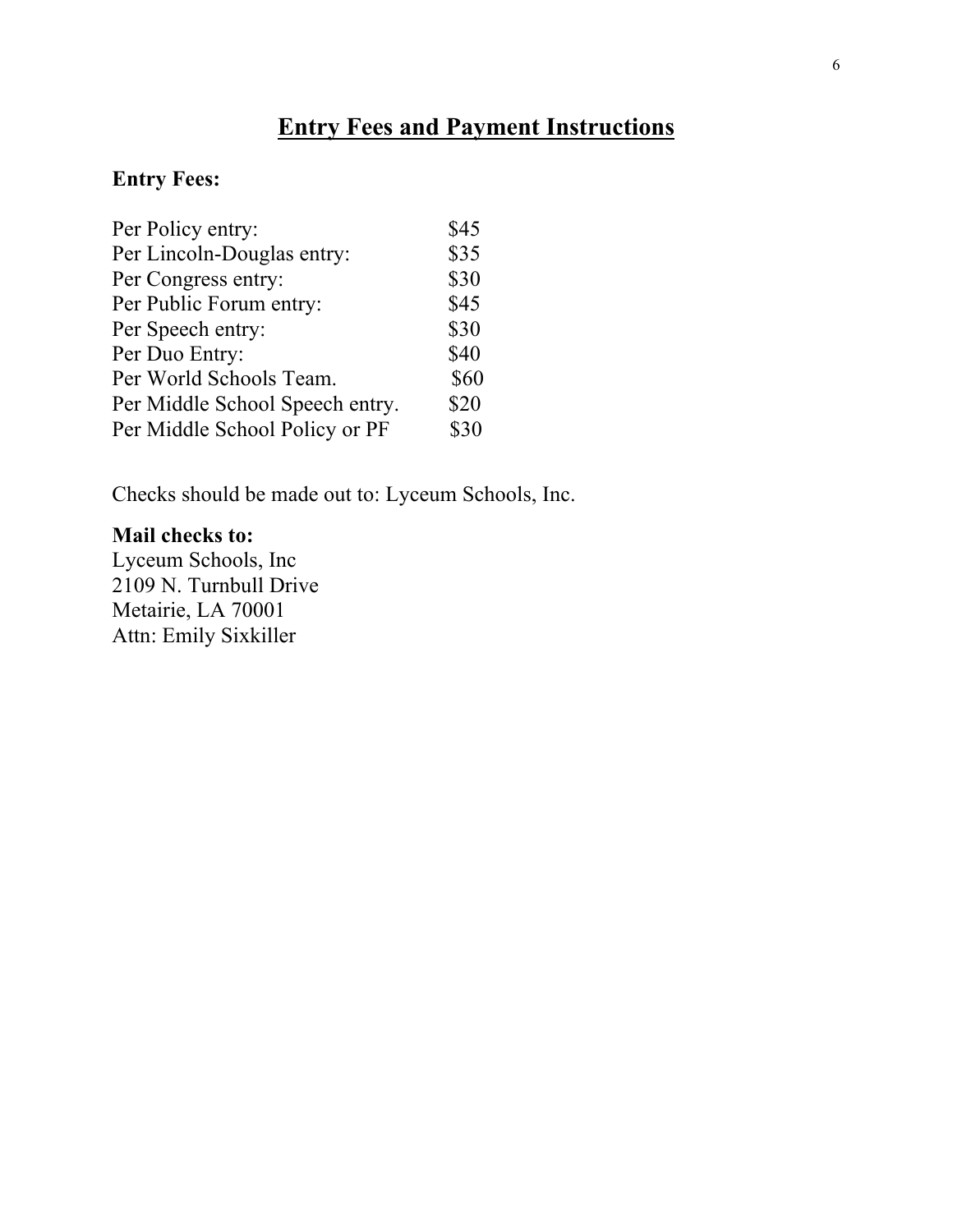# Entry Fees and Payment Instructions

**Entry Fees:**

| | |
|---|---|
| Per Policy entry: | $45 |
| Per Lincoln-Douglas entry: | $35 |
| Per Congress entry: | $30 |
| Per Public Forum entry: | $45 |
| Per Speech entry: | $30 |
| Per Duo Entry: | $40 |
| Per World Schools Team. | $60 |
| Per Middle School Speech entry. | $20 |
| Per Middle School Policy or PF | $30 |

Checks should be made out to: Lyceum Schools, Inc.

**Mail checks to:**
Lyceum Schools, Inc
2109 N. Turnbull Drive
Metairie, LA 70001
Attn: Emily Sixkiller